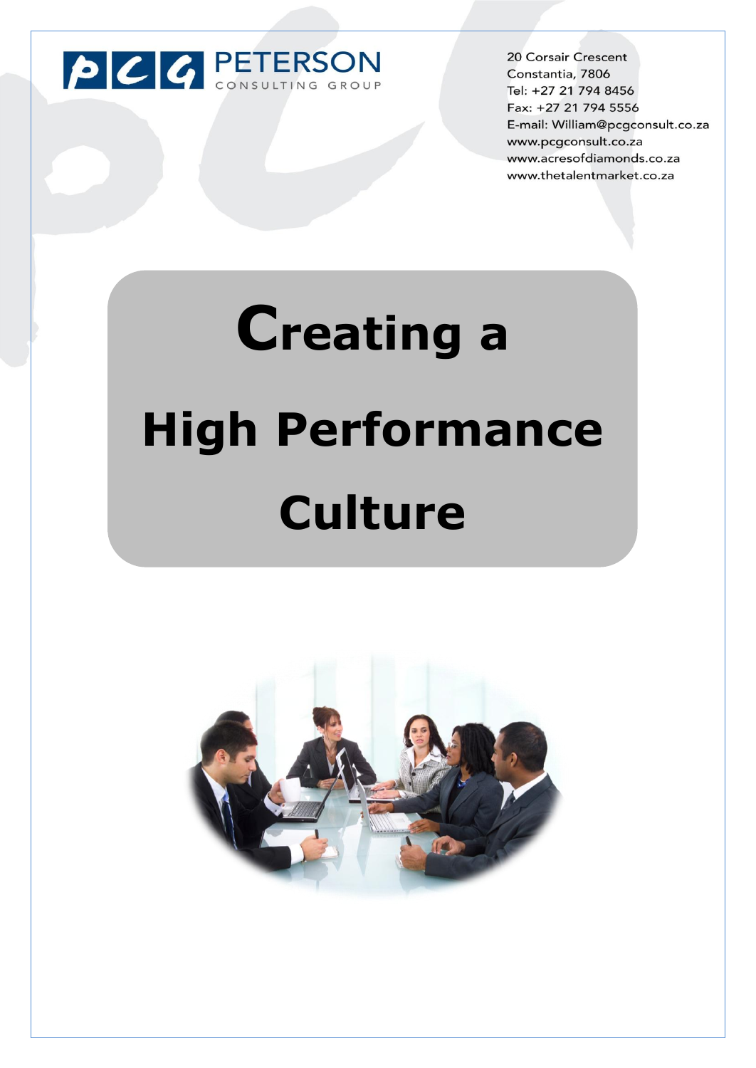PETERSON
CONSULTING GROUP

20 Corsair Crescent
Constantia, 7806
Tel: +27 21 794 8456
Fax: +27 21 794 5556
E-mail: William@pcgconsult.co.za
www.pcgconsult.co.za
www.acresofdiamonds.co.za
www.thetalentmarket.co.za

# Creating a High Performance Culture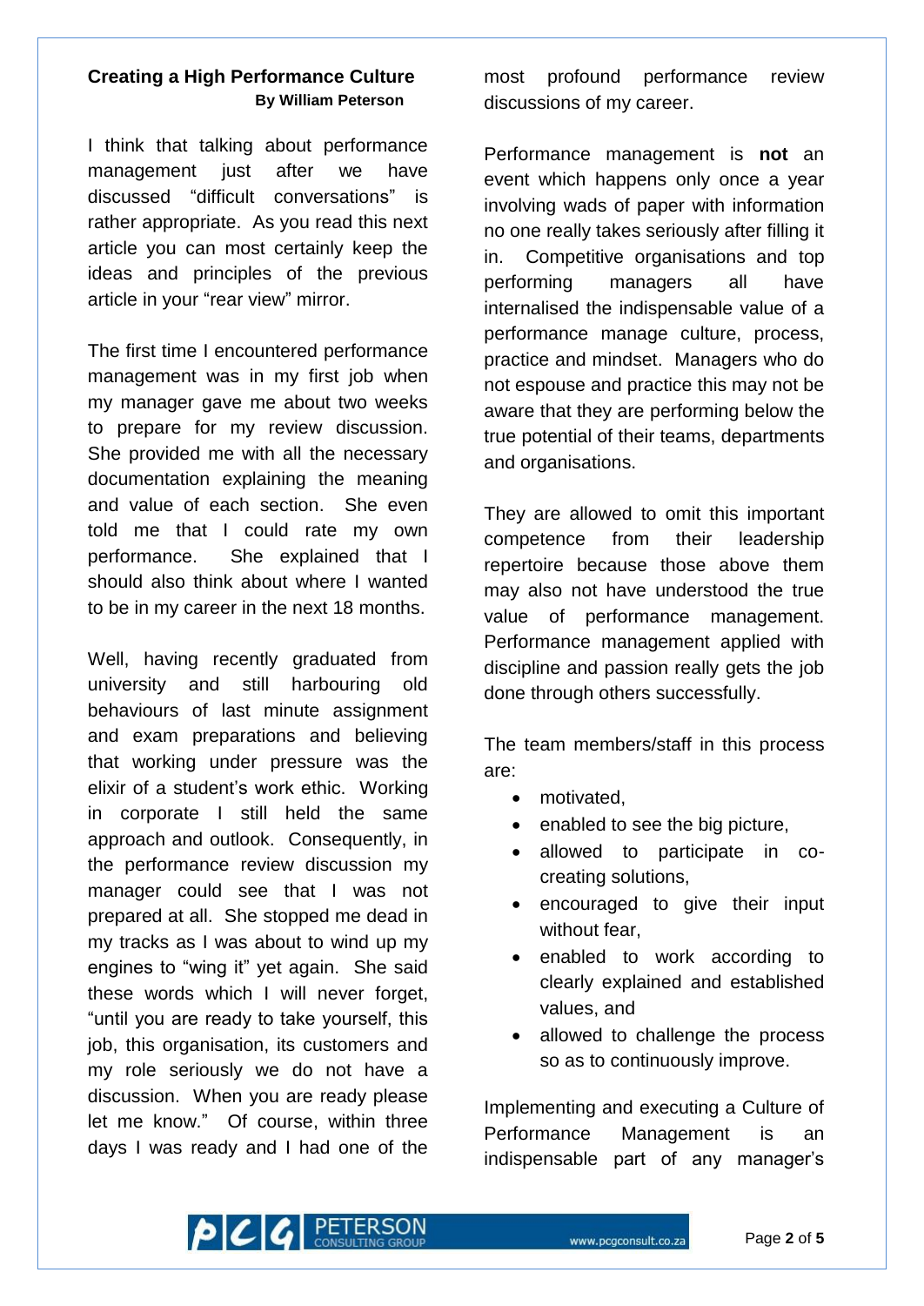## Creating a High Performance Culture

**By William Peterson**

I think that talking about performance management just after we have discussed "difficult conversations" is rather appropriate. As you read this next article you can most certainly keep the ideas and principles of the previous article in your "rear view" mirror.

The first time I encountered performance management was in my first job when my manager gave me about two weeks to prepare for my review discussion. She provided me with all the necessary documentation explaining the meaning and value of each section. She even told me that I could rate my own performance. She explained that I should also think about where I wanted to be in my career in the next 18 months.

Well, having recently graduated from university and still harbouring old behaviours of last minute assignment and exam preparations and believing that working under pressure was the elixir of a student's work ethic. Working in corporate I still held the same approach and outlook. Consequently, in the performance review discussion my manager could see that I was not prepared at all. She stopped me dead in my tracks as I was about to wind up my engines to "wing it" yet again. She said these words which I will never forget, "until you are ready to take yourself, this job, this organisation, its customers and my role seriously we do not have a discussion. When you are ready please let me know." Of course, within three days I was ready and I had one of the most profound performance review discussions of my career.

Performance management is **not** an event which happens only once a year involving wads of paper with information no one really takes seriously after filling it in. Competitive organisations and top performing managers all have internalised the indispensable value of a performance manage culture, process, practice and mindset. Managers who do not espouse and practice this may not be aware that they are performing below the true potential of their teams, departments and organisations.

They are allowed to omit this important competence from their leadership repertoire because those above them may also not have understood the true value of performance management. Performance management applied with discipline and passion really gets the job done through others successfully.

The team members/staff in this process are:

- motivated,
- enabled to see the big picture,
- allowed to participate in co-creating solutions,
- encouraged to give their input without fear,
- enabled to work according to clearly explained and established values, and
- allowed to challenge the process so as to continuously improve.

Implementing and executing a Culture of Performance Management is an indispensable part of any manager's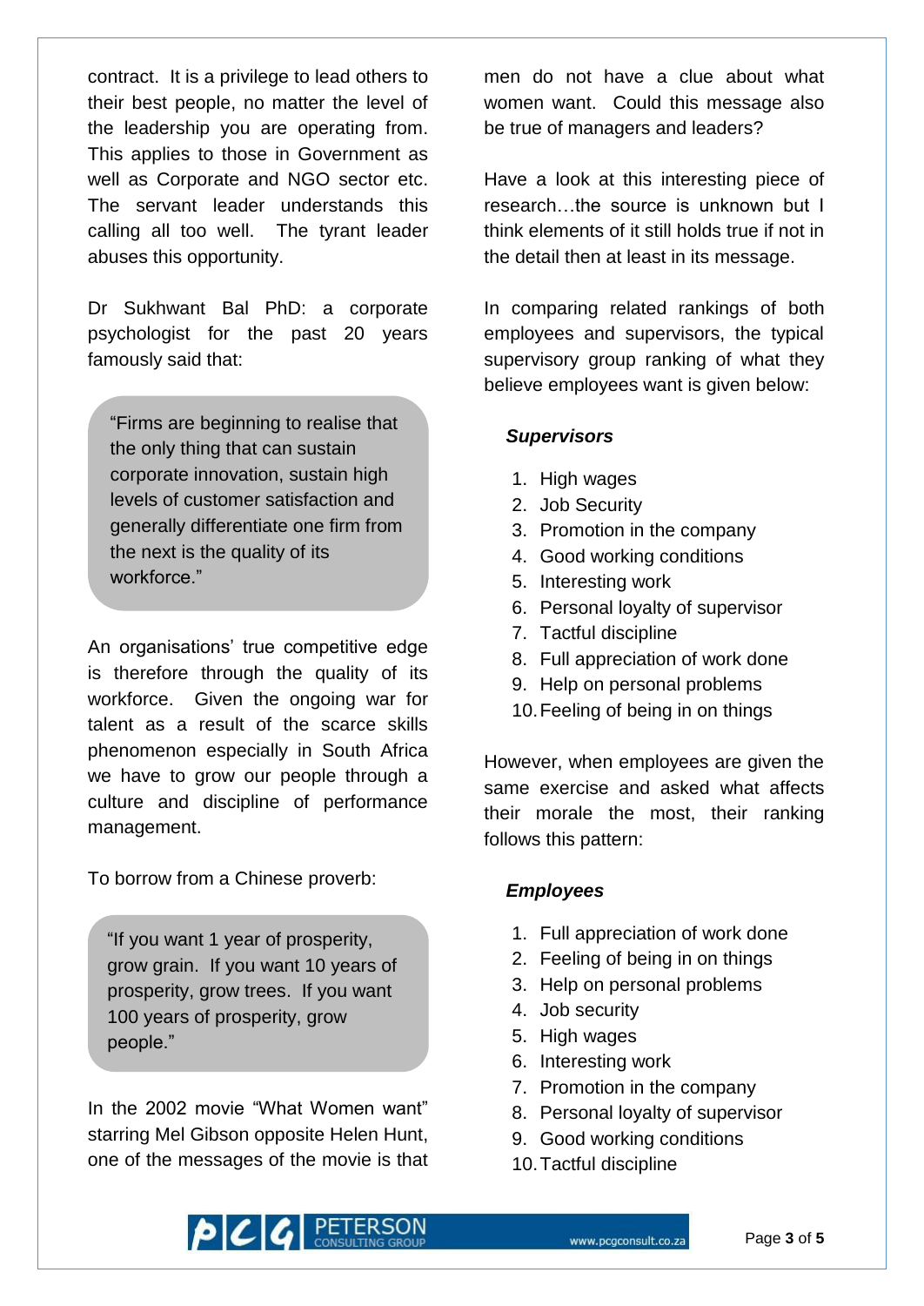contract. It is a privilege to lead others to their best people, no matter the level of the leadership you are operating from. This applies to those in Government as well as Corporate and NGO sector etc. The servant leader understands this calling all too well. The tyrant leader abuses this opportunity.

Dr Sukhwant Bal PhD: a corporate psychologist for the past 20 years famously said that:

> "Firms are beginning to realise that the only thing that can sustain corporate innovation, sustain high levels of customer satisfaction and generally differentiate one firm from the next is the quality of its workforce."

An organisations' true competitive edge is therefore through the quality of its workforce. Given the ongoing war for talent as a result of the scarce skills phenomenon especially in South Africa we have to grow our people through a culture and discipline of performance management.

To borrow from a Chinese proverb:

> "If you want 1 year of prosperity, grow grain. If you want 10 years of prosperity, grow trees. If you want 100 years of prosperity, grow people."

In the 2002 movie "What Women want" starring Mel Gibson opposite Helen Hunt, one of the messages of the movie is that men do not have a clue about what women want. Could this message also be true of managers and leaders?

Have a look at this interesting piece of research…the source is unknown but I think elements of it still holds true if not in the detail then at least in its message.

In comparing related rankings of both employees and supervisors, the typical supervisory group ranking of what they believe employees want is given below:

***Supervisors***

1. High wages
2. Job Security
3. Promotion in the company
4. Good working conditions
5. Interesting work
6. Personal loyalty of supervisor
7. Tactful discipline
8. Full appreciation of work done
9. Help on personal problems
10. Feeling of being in on things

However, when employees are given the same exercise and asked what affects their morale the most, their ranking follows this pattern:

***Employees***

1. Full appreciation of work done
2. Feeling of being in on things
3. Help on personal problems
4. Job security
5. High wages
6. Interesting work
7. Promotion in the company
8. Personal loyalty of supervisor
9. Good working conditions
10. Tactful discipline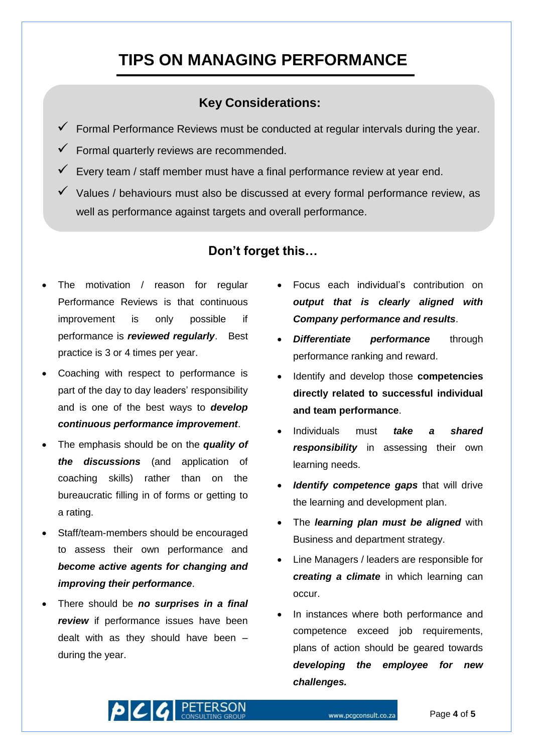# TIPS ON MANAGING PERFORMANCE

## Key Considerations:

- ✓ Formal Performance Reviews must be conducted at regular intervals during the year.
- ✓ Formal quarterly reviews are recommended.
- ✓ Every team / staff member must have a final performance review at year end.
- ✓ Values / behaviours must also be discussed at every formal performance review, as well as performance against targets and overall performance.

## Don't forget this…

- The motivation / reason for regular Performance Reviews is that continuous improvement is only possible if performance is ***reviewed regularly***. Best practice is 3 or 4 times per year.
- Coaching with respect to performance is part of the day to day leaders' responsibility and is one of the best ways to ***develop continuous performance improvement***.
- The emphasis should be on the ***quality of the discussions*** (and application of coaching skills) rather than on the bureaucratic filling in of forms or getting to a rating.
- Staff/team-members should be encouraged to assess their own performance and ***become active agents for changing and improving their performance***.
- There should be ***no surprises in a final review*** if performance issues have been dealt with as they should have been – during the year.
- Focus each individual's contribution on ***output that is clearly aligned with Company performance and results***.
- ***Differentiate performance*** through performance ranking and reward.
- Identify and develop those **competencies directly related to successful individual and team performance**.
- Individuals must ***take a shared responsibility*** in assessing their own learning needs.
- ***Identify competence gaps*** that will drive the learning and development plan.
- The ***learning plan must be aligned*** with Business and department strategy.
- Line Managers / leaders are responsible for ***creating a climate*** in which learning can occur.
- In instances where both performance and competence exceed job requirements, plans of action should be geared towards ***developing the employee for new challenges.***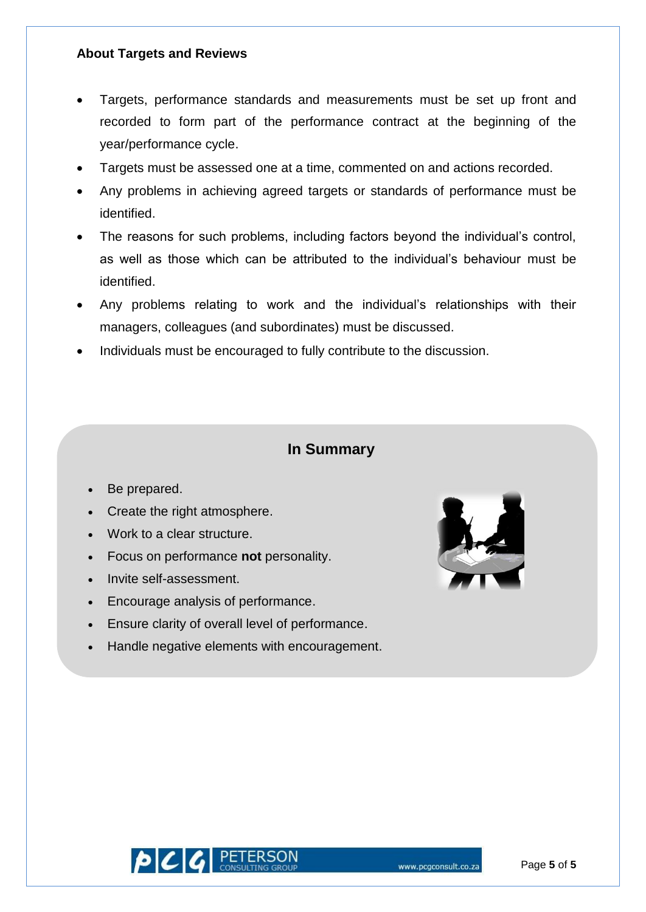**About Targets and Reviews**

- Targets, performance standards and measurements must be set up front and recorded to form part of the performance contract at the beginning of the year/performance cycle.
- Targets must be assessed one at a time, commented on and actions recorded.
- Any problems in achieving agreed targets or standards of performance must be identified.
- The reasons for such problems, including factors beyond the individual's control, as well as those which can be attributed to the individual's behaviour must be identified.
- Any problems relating to work and the individual's relationships with their managers, colleagues (and subordinates) must be discussed.
- Individuals must be encouraged to fully contribute to the discussion.

## In Summary

- Be prepared.
- Create the right atmosphere.
- Work to a clear structure.
- Focus on performance **not** personality.
- Invite self-assessment.
- Encourage analysis of performance.
- Ensure clarity of overall level of performance.
- Handle negative elements with encouragement.